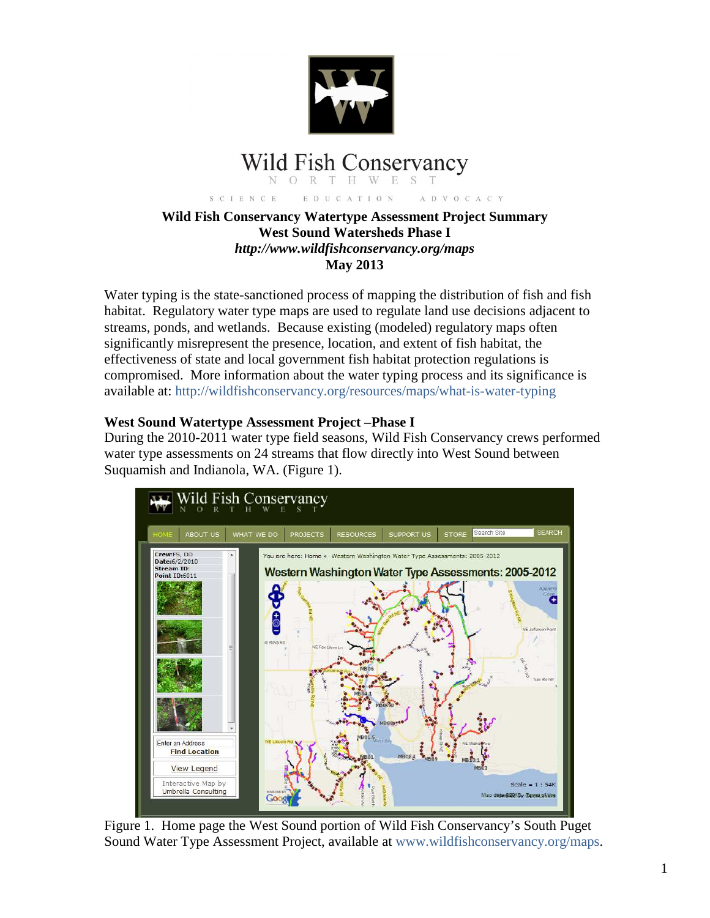Wild Fish Conservancy

NORTHWEST

SCIENCE EDUCATION ADVOCACY

**Wild Fish Conservancy Watertype Assessment Project Summary**
**West Sound Watersheds Phase I**
***http://www.wildfishconservancy.org/maps***
**May 2013**

Water typing is the state-sanctioned process of mapping the distribution of fish and fish habitat. Regulatory water type maps are used to regulate land use decisions adjacent to streams, ponds, and wetlands. Because existing (modeled) regulatory maps often significantly misrepresent the presence, location, and extent of fish habitat, the effectiveness of state and local government fish habitat protection regulations is compromised. More information about the water typing process and its significance is available at: http://wildfishconservancy.org/resources/maps/what-is-water-typing

### West Sound Watertype Assessment Project –Phase I

During the 2010-2011 water type field seasons, Wild Fish Conservancy crews performed water type assessments on 24 streams that flow directly into West Sound between Suquamish and Indianola, WA. (Figure 1).

Figure 1. Home page the West Sound portion of Wild Fish Conservancy's South Puget Sound Water Type Assessment Project, available at www.wildfishconservancy.org/maps.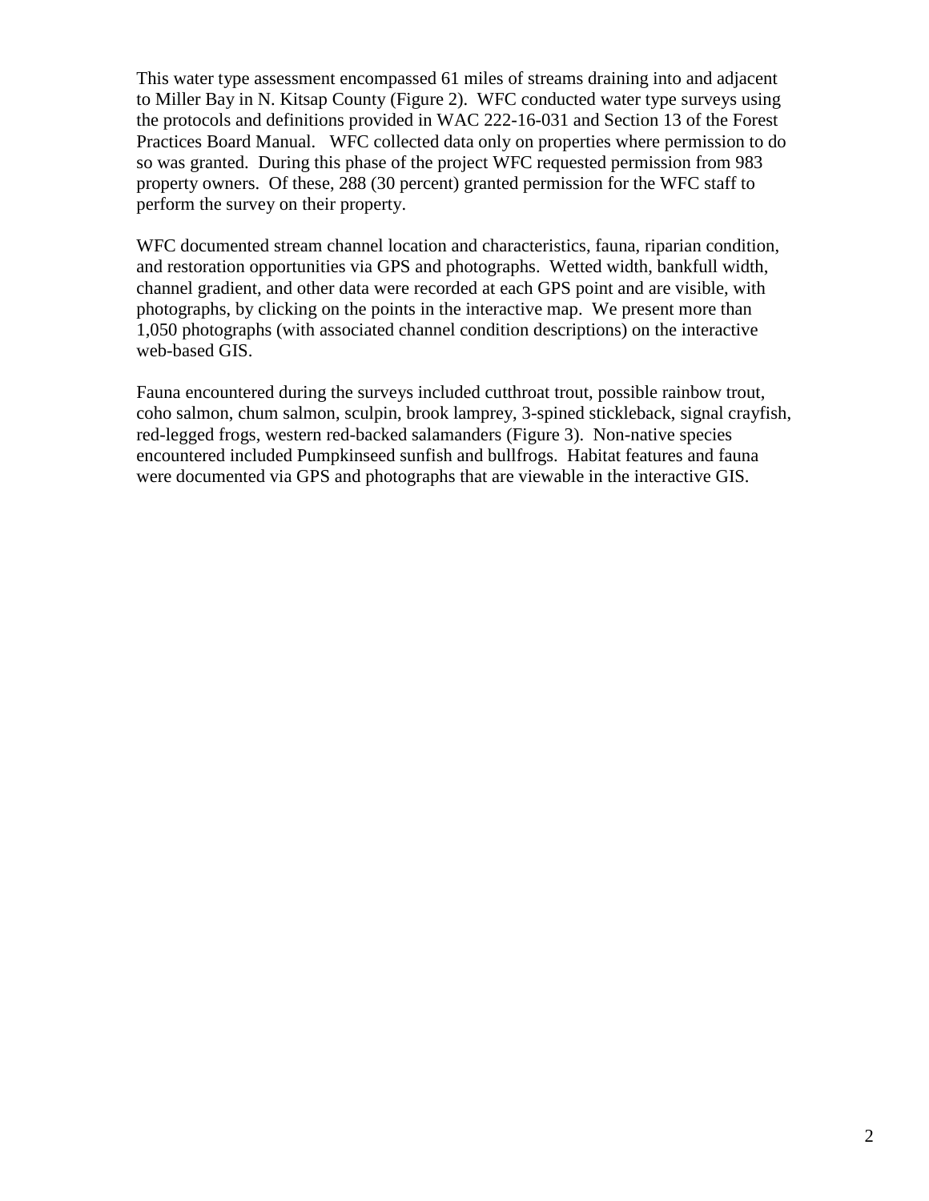This water type assessment encompassed 61 miles of streams draining into and adjacent to Miller Bay in N. Kitsap County (Figure 2). WFC conducted water type surveys using the protocols and definitions provided in WAC 222-16-031 and Section 13 of the Forest Practices Board Manual. WFC collected data only on properties where permission to do so was granted. During this phase of the project WFC requested permission from 983 property owners. Of these, 288 (30 percent) granted permission for the WFC staff to perform the survey on their property.

WFC documented stream channel location and characteristics, fauna, riparian condition, and restoration opportunities via GPS and photographs. Wetted width, bankfull width, channel gradient, and other data were recorded at each GPS point and are visible, with photographs, by clicking on the points in the interactive map. We present more than 1,050 photographs (with associated channel condition descriptions) on the interactive web-based GIS.

Fauna encountered during the surveys included cutthroat trout, possible rainbow trout, coho salmon, chum salmon, sculpin, brook lamprey, 3-spined stickleback, signal crayfish, red-legged frogs, western red-backed salamanders (Figure 3). Non-native species encountered included Pumpkinseed sunfish and bullfrogs. Habitat features and fauna were documented via GPS and photographs that are viewable in the interactive GIS.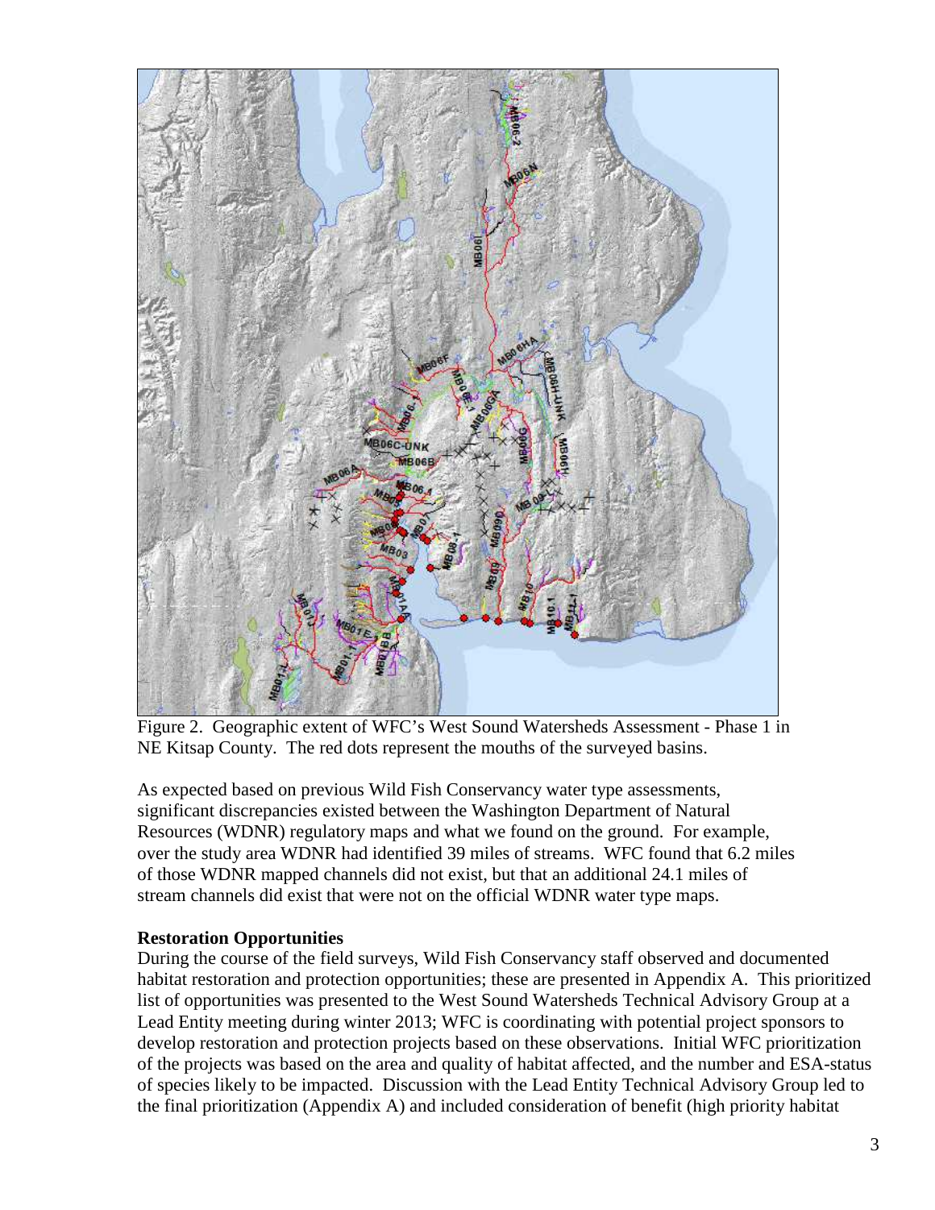Figure 2. Geographic extent of WFC's West Sound Watersheds Assessment - Phase 1 in NE Kitsap County. The red dots represent the mouths of the surveyed basins.

As expected based on previous Wild Fish Conservancy water type assessments, significant discrepancies existed between the Washington Department of Natural Resources (WDNR) regulatory maps and what we found on the ground. For example, over the study area WDNR had identified 39 miles of streams. WFC found that 6.2 miles of those WDNR mapped channels did not exist, but that an additional 24.1 miles of stream channels did exist that were not on the official WDNR water type maps.

**Restoration Opportunities**

During the course of the field surveys, Wild Fish Conservancy staff observed and documented habitat restoration and protection opportunities; these are presented in Appendix A. This prioritized list of opportunities was presented to the West Sound Watersheds Technical Advisory Group at a Lead Entity meeting during winter 2013; WFC is coordinating with potential project sponsors to develop restoration and protection projects based on these observations. Initial WFC prioritization of the projects was based on the area and quality of habitat affected, and the number and ESA-status of species likely to be impacted. Discussion with the Lead Entity Technical Advisory Group led to the final prioritization (Appendix A) and included consideration of benefit (high priority habitat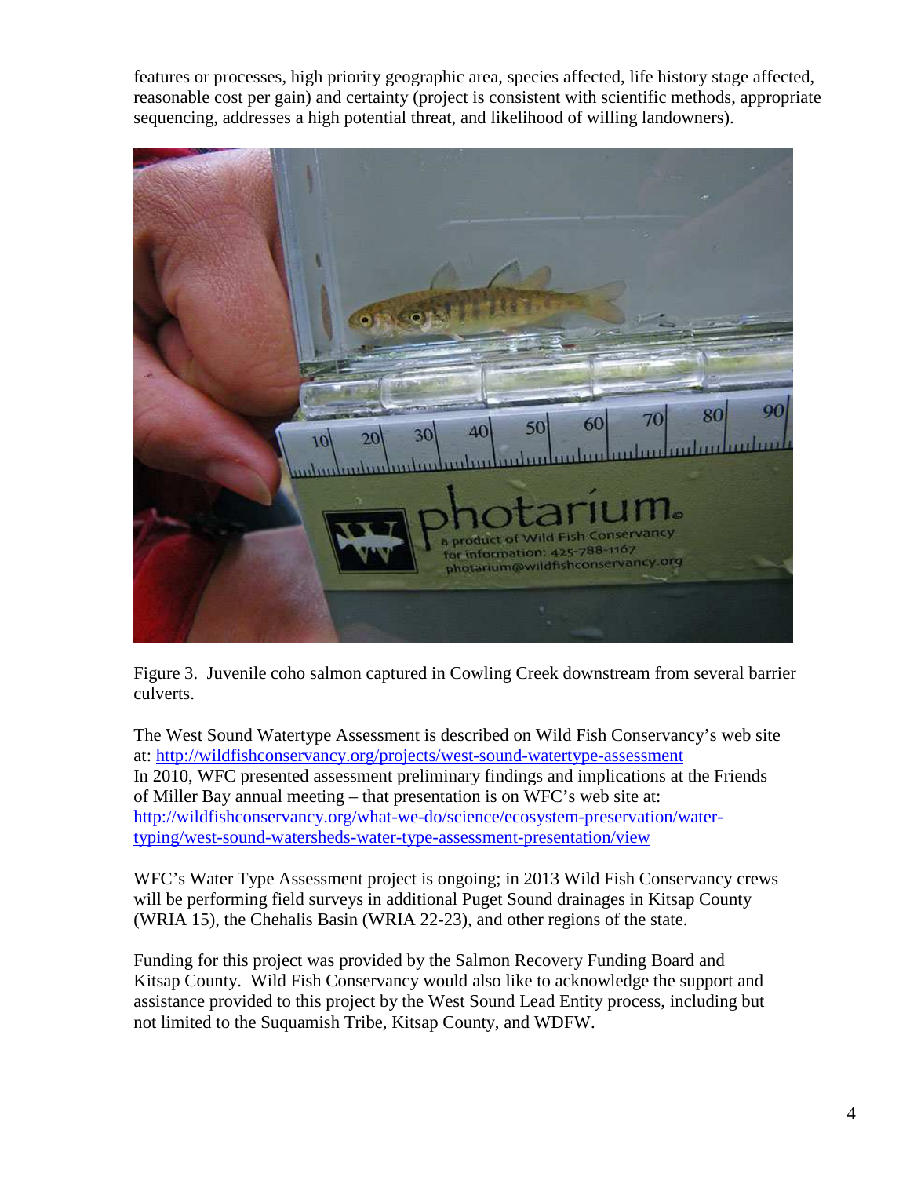features or processes, high priority geographic area, species affected, life history stage affected, reasonable cost per gain) and certainty (project is consistent with scientific methods, appropriate sequencing, addresses a high potential threat, and likelihood of willing landowners).

Figure 3. Juvenile coho salmon captured in Cowling Creek downstream from several barrier culverts.

The West Sound Watertype Assessment is described on Wild Fish Conservancy's web site at: http://wildfishconservancy.org/projects/west-sound-watertype-assessment
In 2010, WFC presented assessment preliminary findings and implications at the Friends of Miller Bay annual meeting – that presentation is on WFC's web site at: http://wildfishconservancy.org/what-we-do/science/ecosystem-preservation/water-typing/west-sound-watersheds-water-type-assessment-presentation/view

WFC's Water Type Assessment project is ongoing; in 2013 Wild Fish Conservancy crews will be performing field surveys in additional Puget Sound drainages in Kitsap County (WRIA 15), the Chehalis Basin (WRIA 22-23), and other regions of the state.

Funding for this project was provided by the Salmon Recovery Funding Board and Kitsap County. Wild Fish Conservancy would also like to acknowledge the support and assistance provided to this project by the West Sound Lead Entity process, including but not limited to the Suquamish Tribe, Kitsap County, and WDFW.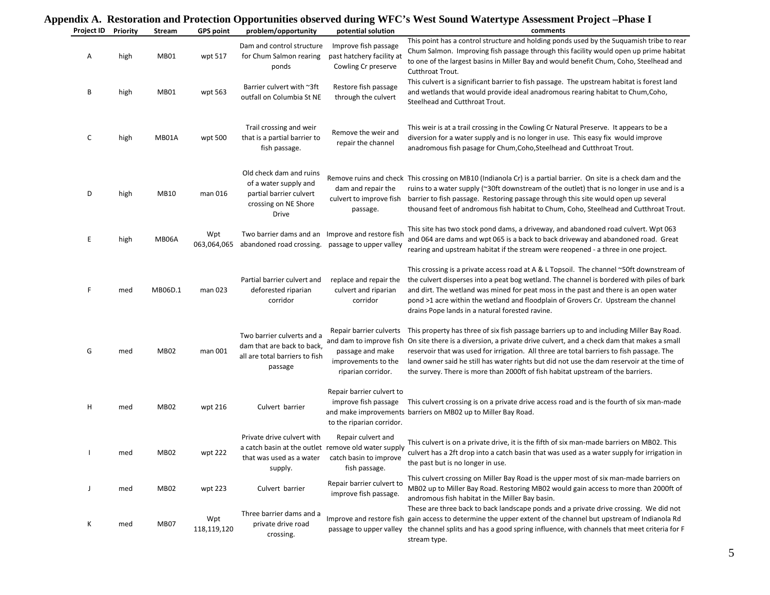## Appendix A. Restoration and Protection Opportunities observed during WFC's West Sound Watertype Assessment Project –Phase I

| Project ID | Priority | Stream | GPS point | problem/opportunity | potential solution | comments |
|---|---|---|---|---|---|---|
| A | high | MB01 | wpt 517 | Dam and control structure for Chum Salmon rearing ponds | Improve fish passage past hatchery facility at Cowling Cr preserve | This point has a control structure and holding ponds used by the Suquamish tribe to rear Chum Salmon. Improving fish passage through this facility would open up prime habitat to one of the largest basins in Miller Bay and would benefit Chum, Coho, Steelhead and Cutthroat Trout. |
| B | high | MB01 | wpt 563 | Barrier culvert with ~3ft outfall on Columbia St NE | Restore fish passage through the culvert | This culvert is a significant barrier to fish passage. The upstream habitat is forest land and wetlands that would provide ideal anadromous rearing habitat to Chum,Coho, Steelhead and Cutthroat Trout. |
| C | high | MB01A | wpt 500 | Trail crossing and weir that is a partial barrier to fish passage. | Remove the weir and repair the channel | This weir is at a trail crossing in the Cowling Cr Natural Preserve. It appears to be a diversion for a water supply and is no longer in use. This easy fix would improve anadromous fish pasage for Chum,Coho,Steelhead and Cutthroat Trout. |
| D | high | MB10 | man 016 | Old check dam and ruins of a water supply and partial barrier culvert crossing on NE Shore Drive | Remove ruins and check dam and repair the culvert to improve fish passage. | This crossing on MB10 (Indianola Cr) is a partial barrier. On site is a check dam and the ruins to a water supply (~30ft downstream of the outlet) that is no longer in use and is a barrier to fish passage. Restoring passage through this site would open up several thousand feet of andromous fish habitat to Chum, Coho, Steelhead and Cutthroat Trout. |
| E | high | MB06A | Wpt 063,064,065 | Two barrier dams and an abandoned road crossing. | Improve and restore fish passage to upper valley | This site has two stock pond dams, a driveway, and abandoned road culvert. Wpt 063 and 064 are dams and wpt 065 is a back to back driveway and abandoned road. Great rearing and upstream habitat if the stream were reopened - a three in one project. |
| F | med | MB06D.1 | man 023 | Partial barrier culvert and deforested riparian corridor | replace and repair the culvert and riparian corridor | This crossing is a private access road at A & L Topsoil. The channel ~50ft downstream of the culvert disperses into a peat bog wetland. The channel is bordered with piles of bark and dirt. The wetland was mined for peat moss in the past and there is an open water pond >1 acre within the wetland and floodplain of Grovers Cr. Upstream the channel drains Pope lands in a natural forested ravine. |
| G | med | MB02 | man 001 | Two barrier culverts and a dam that are back to back, all are total barriers to fish passage | Repair barrier culverts and dam to improve fish passage and make improvements to the riparian corridor. | This property has three of six fish passage barriers up to and including Miller Bay Road. On site there is a diversion, a private drive culvert, and a check dam that makes a small reservoir that was used for irrigation. All three are total barriers to fish passage. The land owner said he still has water rights but did not use the dam reservoir at the time of the survey. There is more than 2000ft of fish habitat upstream of the barriers. |
| H | med | MB02 | wpt 216 | Culvert barrier | Repair barrier culvert to improve fish passage and make improvements to the riparian corridor. | This culvert crossing is on a private drive access road and is the fourth of six man-made barriers on MB02 up to Miller Bay Road. |
| I | med | MB02 | wpt 222 | Private drive culvert with a catch basin at the outlet that was used as a water supply. | Repair culvert and remove old water supply catch basin to improve fish passage. | This culvert is on a private drive, it is the fifth of six man-made barriers on MB02. This culvert has a 2ft drop into a catch basin that was used as a water supply for irrigation in the past but is no longer in use. |
| J | med | MB02 | wpt 223 | Culvert barrier | Repair barrier culvert to improve fish passage. | This culvert crossing on Miller Bay Road is the upper most of six man-made barriers on MB02 up to Miller Bay Road. Restoring MB02 would gain access to more than 2000ft of andromous fish habitat in the Miller Bay basin. |
| K | med | MB07 | Wpt 118,119,120 | Three barrier dams and a private drive road crossing. | Improve and restore fish passage to upper valley | These are three back to back landscape ponds and a private drive crossing. We did not gain access to determine the upper extent of the channel but upstream of Indianola Rd the channel splits and has a good spring influence, with channels that meet criteria for F stream type. |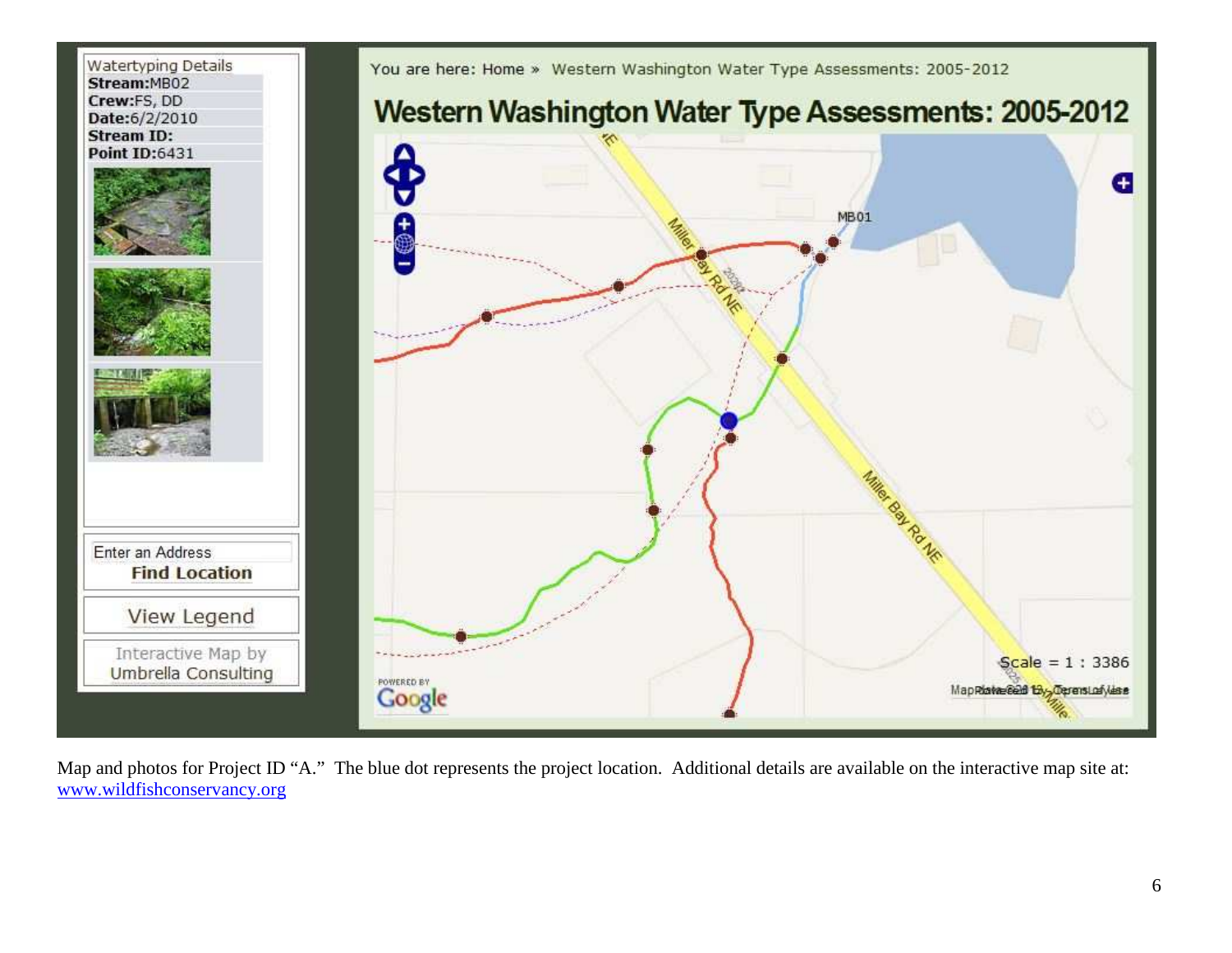Watertyping Details
**Stream:**MB02
**Crew:**FS, DD
**Date:**6/2/2010
**Stream ID:**
**Point ID:**6431

Enter an Address
**Find Location**

View Legend

Interactive Map by
Umbrella Consulting

You are here: Home » Western Washington Water Type Assessments: 2005-2012

# Western Washington Water Type Assessments: 2005-2012

Map and photos for Project ID "A." The blue dot represents the project location. Additional details are available on the interactive map site at: [www.wildfishconservancy.org](http://www.wildfishconservancy.org)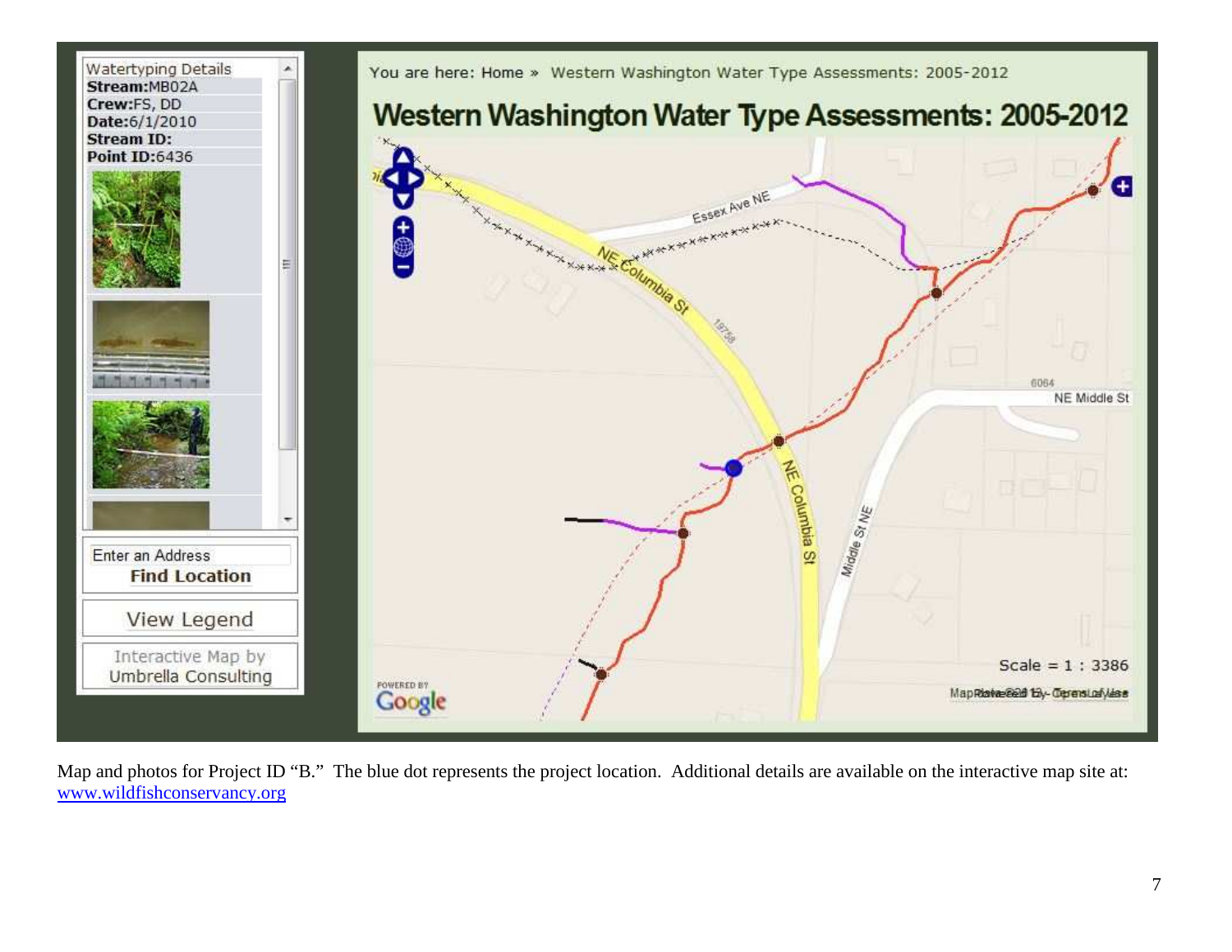Watertyping Details
**Stream:**MB02A
**Crew:**FS, DD
**Date:**6/1/2010
**Stream ID:**
**Point ID:**6436

Enter an Address
**Find Location**

View Legend

Interactive Map by
Umbrella Consulting

You are here: Home » Western Washington Water Type Assessments: 2005-2012

# Western Washington Water Type Assessments: 2005-2012

Scale = 1 : 3386

Map and photos for Project ID "B." The blue dot represents the project location. Additional details are available on the interactive map site at: [www.wildfishconservancy.org](www.wildfishconservancy.org)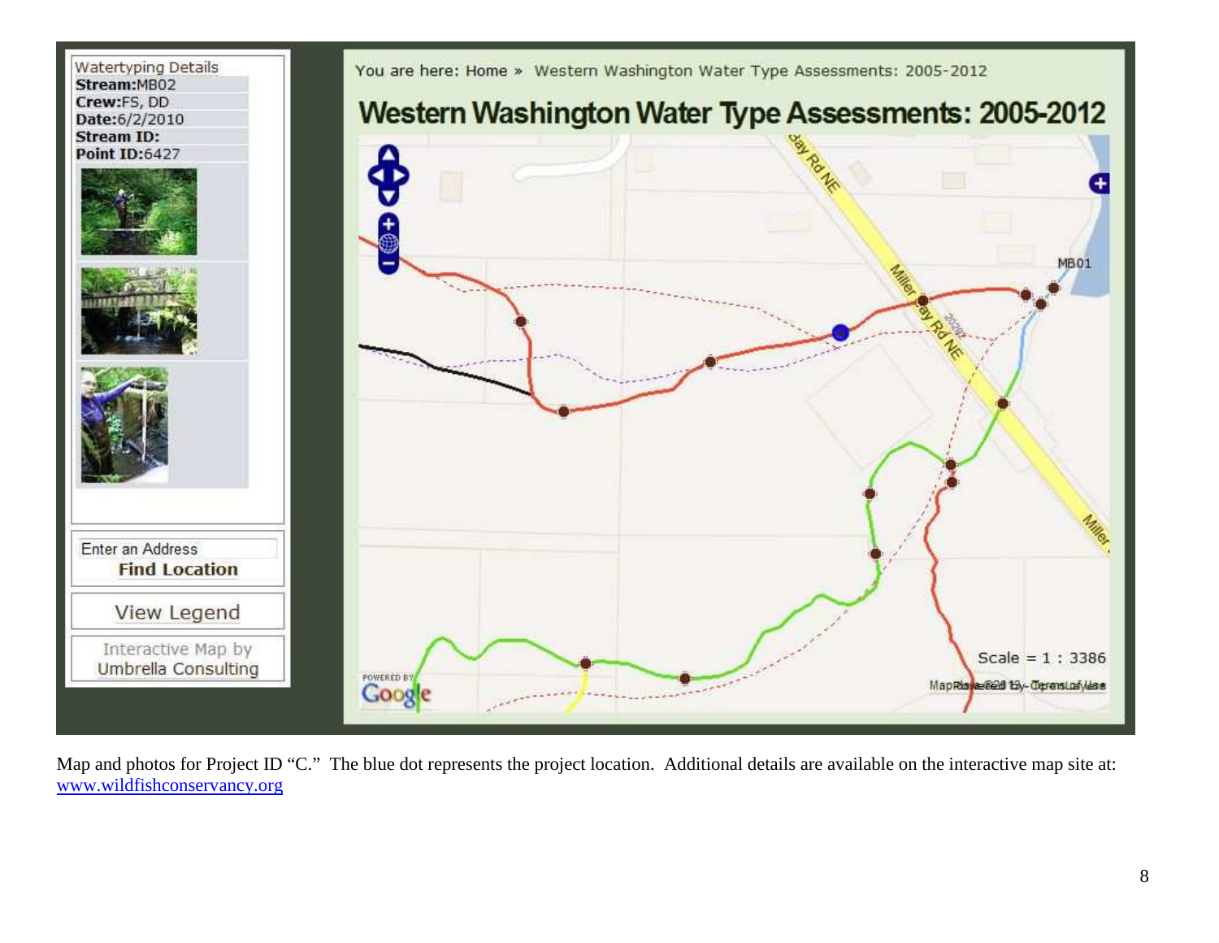Watertyping Details
**Stream:**MB02
**Crew:**FS, DD
**Date:**6/2/2010
**Stream ID:**
**Point ID:**6427

Enter an Address
**Find Location**

View Legend

Interactive Map by Umbrella Consulting

You are here: Home » Western Washington Water Type Assessments: 2005-2012

# Western Washington Water Type Assessments: 2005-2012

Scale = 1 : 3386

Map and photos for Project ID "C." The blue dot represents the project location. Additional details are available on the interactive map site at: www.wildfishconservancy.org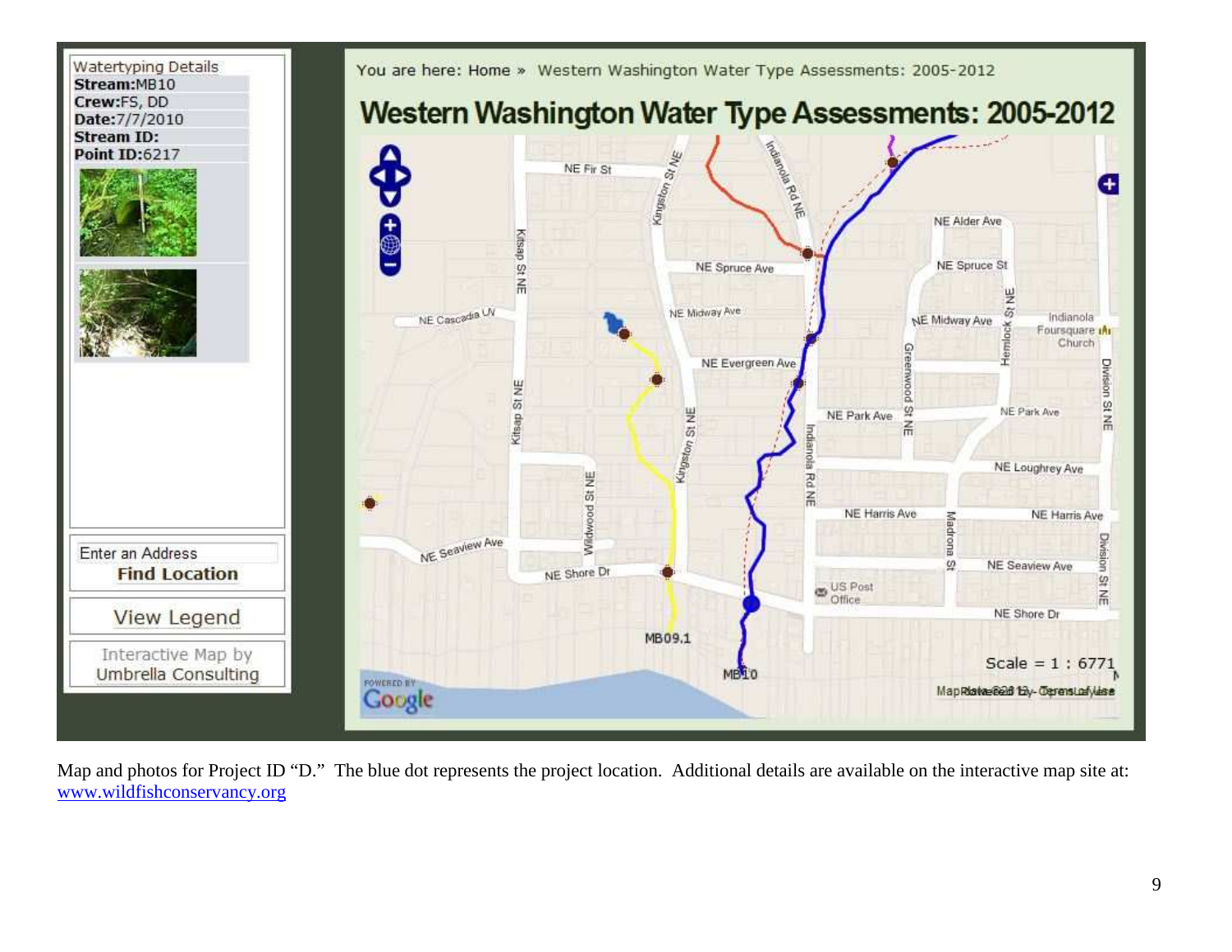Watertyping Details
**Stream:**MB10
**Crew:**FS, DD
**Date:**7/7/2010
**Stream ID:**
**Point ID:**6217

Enter an Address
**Find Location**

View Legend

Interactive Map by Umbrella Consulting

You are here: Home » Western Washington Water Type Assessments: 2005-2012

# Western Washington Water Type Assessments: 2005-2012

Map and photos for Project ID "D." The blue dot represents the project location. Additional details are available on the interactive map site at: [www.wildfishconservancy.org](http://www.wildfishconservancy.org)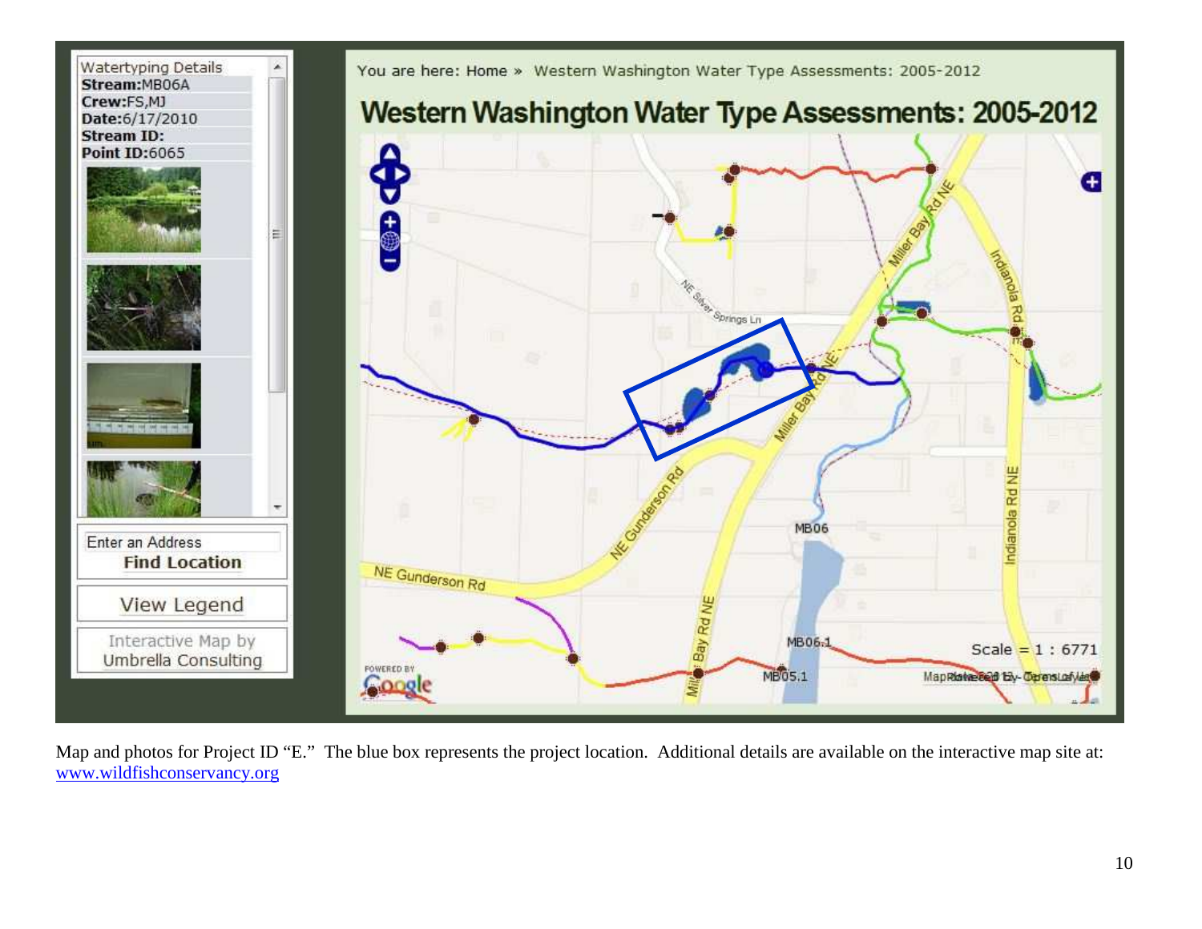Watertyping Details
Stream:MB06A
Crew:FS,MJ
Date:6/17/2010
Stream ID:
Point ID:6065

Enter an Address
Find Location

View Legend

Interactive Map by
Umbrella Consulting

You are here: Home » Western Washington Water Type Assessments: 2005-2012

Western Washington Water Type Assessments: 2005-2012

NE Silver Springs Ln
Miller Bay Rd NE
Indianola Rd NE
NE Gunderson Rd
MB06
MB06.1
MB05.1
Scale = 1 : 6771

Map and photos for Project ID "E." The blue box represents the project location. Additional details are available on the interactive map site at: www.wildfishconservancy.org